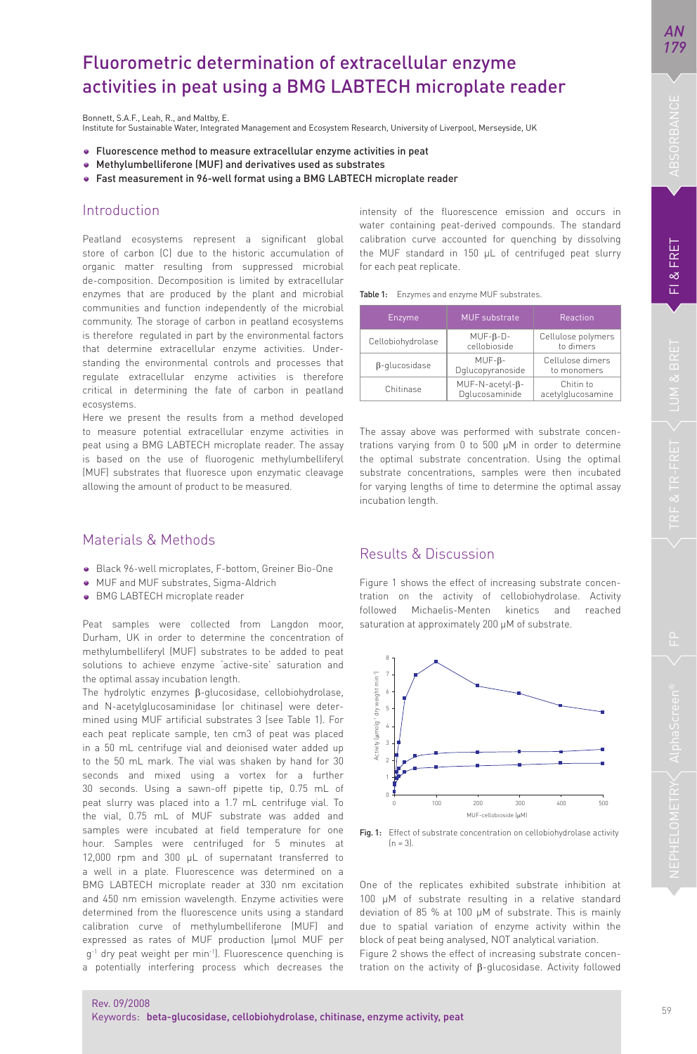# Fluorometric determination of extracellular enzyme activities in peat using a BMG LABTECH microplate reader

Bonnett, S.A.F., Leah, R., and Maltby, E.
Institute for Sustainable Water, Integrated Management and Ecosystem Research, University of Liverpool, Merseyside, UK

- Fluorescence method to measure extracellular enzyme activities in peat
- Methylumbelliferone (MUF) and derivatives used as substrates
- Fast measurement in 96-well format using a BMG LABTECH microplate reader

## Introduction

Peatland ecosystems represent a significant global store of carbon (C) due to the historic accumulation of organic matter resulting from suppressed microbial de-composition. Decomposition is limited by extracellular enzymes that are produced by the plant and microbial communities and function independently of the microbial community. The storage of carbon in peatland ecosystems is therefore regulated in part by the environmental factors that determine extracellular enzyme activities. Under-standing the environmental controls and processes that regulate extracellular enzyme activities is therefore critical in determining the fate of carbon in peatland ecosystems.

Here we present the results from a method developed to measure potential extracellular enzyme activities in peat using a BMG LABTECH microplate reader. The assay is based on the use of fluorogenic methylumbelliferyl (MUF) substrates that fluoresce upon enzymatic cleavage allowing the amount of product to be measured.

## Materials & Methods

- Black 96-well microplates, F-bottom, Greiner Bio-One
- MUF and MUF substrates, Sigma-Aldrich
- BMG LABTECH microplate reader

Peat samples were collected from Langdon moor, Durham, UK in order to determine the concentration of methylumbelliferyl (MUF) substrates to be added to peat solutions to achieve enzyme 'active-site' saturation and the optimal assay incubation length.

The hydrolytic enzymes β-glucosidase, cellobiohydrolase, and N-acetylglucosaminidase (or chitinase) were determined using MUF artificial substrates 3 (see Table 1). For each peat replicate sample, ten cm3 of peat was placed in a 50 mL centrifuge vial and deionised water added up to the 50 mL mark. The vial was shaken by hand for 30 seconds and mixed using a vortex for a further 30 seconds. Using a sawn-off pipette tip, 0.75 mL of peat slurry was placed into a 1.7 mL centrifuge vial. To the vial, 0.75 mL of MUF substrate was added and samples were incubated at field temperature for one hour. Samples were centrifuged for 5 minutes at 12,000 rpm and 300 µL of supernatant transferred to a well in a plate. Fluorescence was determined on a BMG LABTECH microplate reader at 330 nm excitation and 450 nm emission wavelength. Enzyme activities were determined from the fluorescence units using a standard calibration curve of methylumbelliferone (MUF) and expressed as rates of MUF production (µmol MUF per $g^{-1}$ dry peat weight per $min^{-1}$). Fluorescence quenching is a potentially interfering process which decreases the intensity of the fluorescence emission and occurs in water containing peat-derived compounds. The standard calibration curve accounted for quenching by dissolving the MUF standard in 150 µL of centrifuged peat slurry for each peat replicate.

**Table 1:** Enzymes and enzyme MUF substrates.

| Enzyme | MUF substrate | Reaction |
|---|---|---|
| Cellobiohydrolase | MUF-β-D-cellobioside | Cellulose polymers to dimers |
| β-glucosidase | MUF-β-Dglucopyranoside | Cellulose dimers to monomers |
| Chitinase | MUF-N-acetyl-β-Dglucosaminide | Chitin to acetylglucosamine |

The assay above was performed with substrate concen-trations varying from 0 to 500 µM in order to determine the optimal substrate concentration. Using the optimal substrate concentrations, samples were then incubated for varying lengths of time to determine the optimal assay incubation length.

## Results & Discussion

Figure 1 shows the effect of increasing substrate concen-tration on the activity of cellobiohydrolase. Activity followed Michaelis-Menten kinetics and reached saturation at approximately 200 µM of substrate.

**Fig. 1:** Effect of substrate concentration on cellobiohydrolase activity (n = 3).

One of the replicates exhibited substrate inhibition at 100 µM of substrate resulting in a relative standard deviation of 85 % at 100 µM of substrate. This is mainly due to spatial variation of enzyme activity within the block of peat being analysed, NOT analytical variation.

Figure 2 shows the effect of increasing substrate concen-tration on the activity of β-glucosidase. Activity followed

Rev. 09/2008
Keywords: **beta-glucosidase, cellobiohydrolase, chitinase, enzyme activity, peat**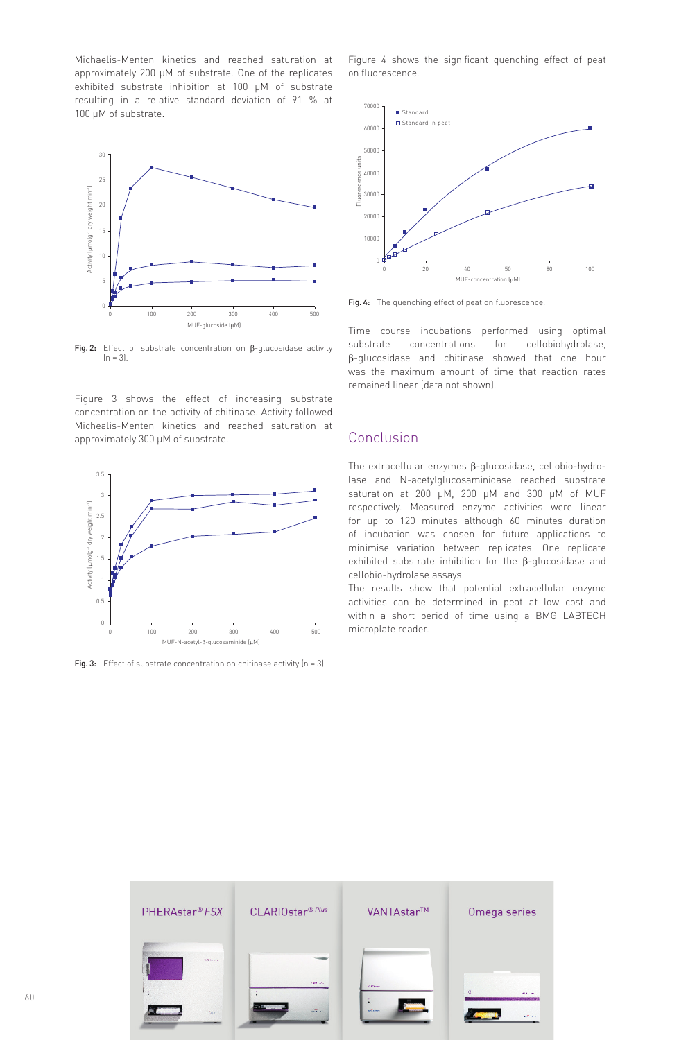Michaelis-Menten kinetics and reached saturation at approximately 200 µM of substrate. One of the replicates exhibited substrate inhibition at 100 µM of substrate resulting in a relative standard deviation of 91 % at 100 µM of substrate.

30
25
20
15
10
5
0
Activity [µmol g⁻¹ dry weight min⁻¹]
0
100
200
300
400
500
MUF-glucoside [µM]

**Fig. 2:** Effect of substrate concentration on β-glucosidase activity (n = 3).

Figure 3 shows the effect of increasing substrate concentration on the activity of chitinase. Activity followed Michealis-Menten kinetics and reached saturation at approximately 300 µM of substrate.

3.5
3
2.5
2
1.5
1
0.5
0
Activity [µmol g⁻¹ dry weight min⁻¹]
0
100
200
300
400
500
MUF-N-acetyl-β-glucosaminide [µM]

**Fig. 3:** Effect of substrate concentration on chitinase activity (n = 3).

Figure 4 shows the significant quenching effect of peat on fluorescence.

70000
60000
50000
40000
30000
20000
10000
0
Fluorescence units
Standard
Standard in peat
0
20
40
50
80
100
MUF-concentration [µM]

**Fig. 4:** The quenching effect of peat on fluorescence.

Time course incubations performed using optimal substrate concentrations for cellobiohydrolase, β-glucosidase and chitinase showed that one hour was the maximum amount of time that reaction rates remained linear (data not shown).

## Conclusion

The extracellular enzymes β-glucosidase, cellobio-hydrolase and N-acetylglucosaminidase reached substrate saturation at 200 µM, 200 µM and 300 µM of MUF respectively. Measured enzyme activities were linear for up to 120 minutes although 60 minutes duration of incubation was chosen for future applications to minimise variation between replicates. One replicate exhibited substrate inhibition for the β-glucosidase and cellobio-hydrolase assays.

The results show that potential extracellular enzyme activities can be determined in peat at low cost and within a short period of time using a BMG LABTECH microplate reader.

PHERAstar® *FSX*
CLARIOstar® *Plus*
VANTAstar™
Omega series